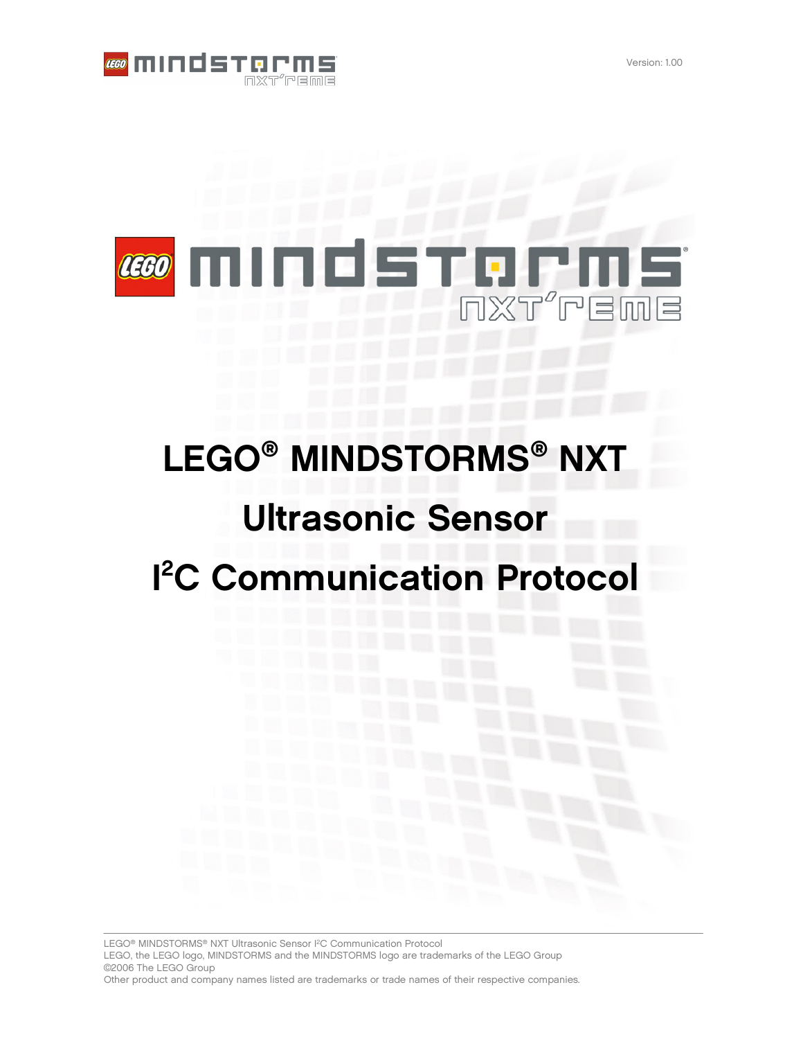Version: 1.00

# LEGO® MINDSTORMS® NXT

# Ultrasonic Sensor

# I²C Communication Protocol

LEGO® MINDSTORMS® NXT Ultrasonic Sensor I²C Communication Protocol
LEGO, the LEGO logo, MINDSTORMS and the MINDSTORMS logo are trademarks of the LEGO Group
©2006 The LEGO Group
Other product and company names listed are trademarks or trade names of their respective companies.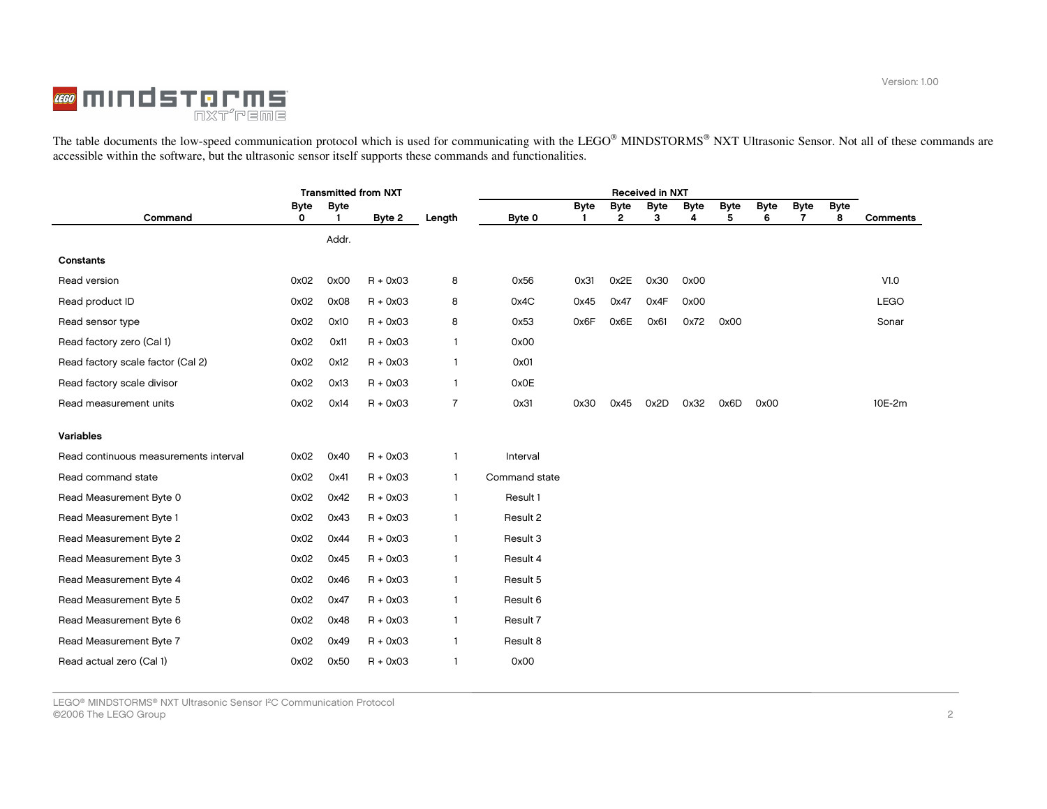The table documents the low-speed communication protocol which is used for communicating with the LEGO® MINDSTORMS® NXT Ultrasonic Sensor. Not all of these commands are accessible within the software, but the ultrasonic sensor itself supports these commands and functionalities.

| | Transmitted from NXT | | | | Received in NXT | | | | | | | | | |
|---|---|---|---|---|---|---|---|---|---|---|---|---|---|---|
| Command | Byte 0 | Byte 1 | Byte 2 | Length | Byte 0 | Byte 1 | Byte 2 | Byte 3 | Byte 4 | Byte 5 | Byte 6 | Byte 7 | Byte 8 | Comments |
| | | Addr. | | | | | | | | | | | | |
| **Constants** | | | | | | | | | | | | | | |
| Read version | 0x02 | 0x00 | R + 0x03 | 8 | 0x56 | 0x31 | 0x2E | 0x30 | 0x00 | | | | | V1.0 |
| Read product ID | 0x02 | 0x08 | R + 0x03 | 8 | 0x4C | 0x45 | 0x47 | 0x4F | 0x00 | | | | | LEGO |
| Read sensor type | 0x02 | 0x10 | R + 0x03 | 8 | 0x53 | 0x6F | 0x6E | 0x61 | 0x72 | 0x00 | | | | Sonar |
| Read factory zero (Cal 1) | 0x02 | 0x11 | R + 0x03 | 1 | 0x00 | | | | | | | | | |
| Read factory scale factor (Cal 2) | 0x02 | 0x12 | R + 0x03 | 1 | 0x01 | | | | | | | | | |
| Read factory scale divisor | 0x02 | 0x13 | R + 0x03 | 1 | 0x0E | | | | | | | | | |
| Read measurement units | 0x02 | 0x14 | R + 0x03 | 7 | 0x31 | 0x30 | 0x45 | 0x2D | 0x32 | 0x6D | 0x00 | | | 10E-2m |
| **Variables** | | | | | | | | | | | | | | |
| Read continuous measurements interval | 0x02 | 0x40 | R + 0x03 | 1 | Interval | | | | | | | | | |
| Read command state | 0x02 | 0x41 | R + 0x03 | 1 | Command state | | | | | | | | | |
| Read Measurement Byte 0 | 0x02 | 0x42 | R + 0x03 | 1 | Result 1 | | | | | | | | | |
| Read Measurement Byte 1 | 0x02 | 0x43 | R + 0x03 | 1 | Result 2 | | | | | | | | | |
| Read Measurement Byte 2 | 0x02 | 0x44 | R + 0x03 | 1 | Result 3 | | | | | | | | | |
| Read Measurement Byte 3 | 0x02 | 0x45 | R + 0x03 | 1 | Result 4 | | | | | | | | | |
| Read Measurement Byte 4 | 0x02 | 0x46 | R + 0x03 | 1 | Result 5 | | | | | | | | | |
| Read Measurement Byte 5 | 0x02 | 0x47 | R + 0x03 | 1 | Result 6 | | | | | | | | | |
| Read Measurement Byte 6 | 0x02 | 0x48 | R + 0x03 | 1 | Result 7 | | | | | | | | | |
| Read Measurement Byte 7 | 0x02 | 0x49 | R + 0x03 | 1 | Result 8 | | | | | | | | | |
| Read actual zero (Cal 1) | 0x02 | 0x50 | R + 0x03 | 1 | 0x00 | | | | | | | | | |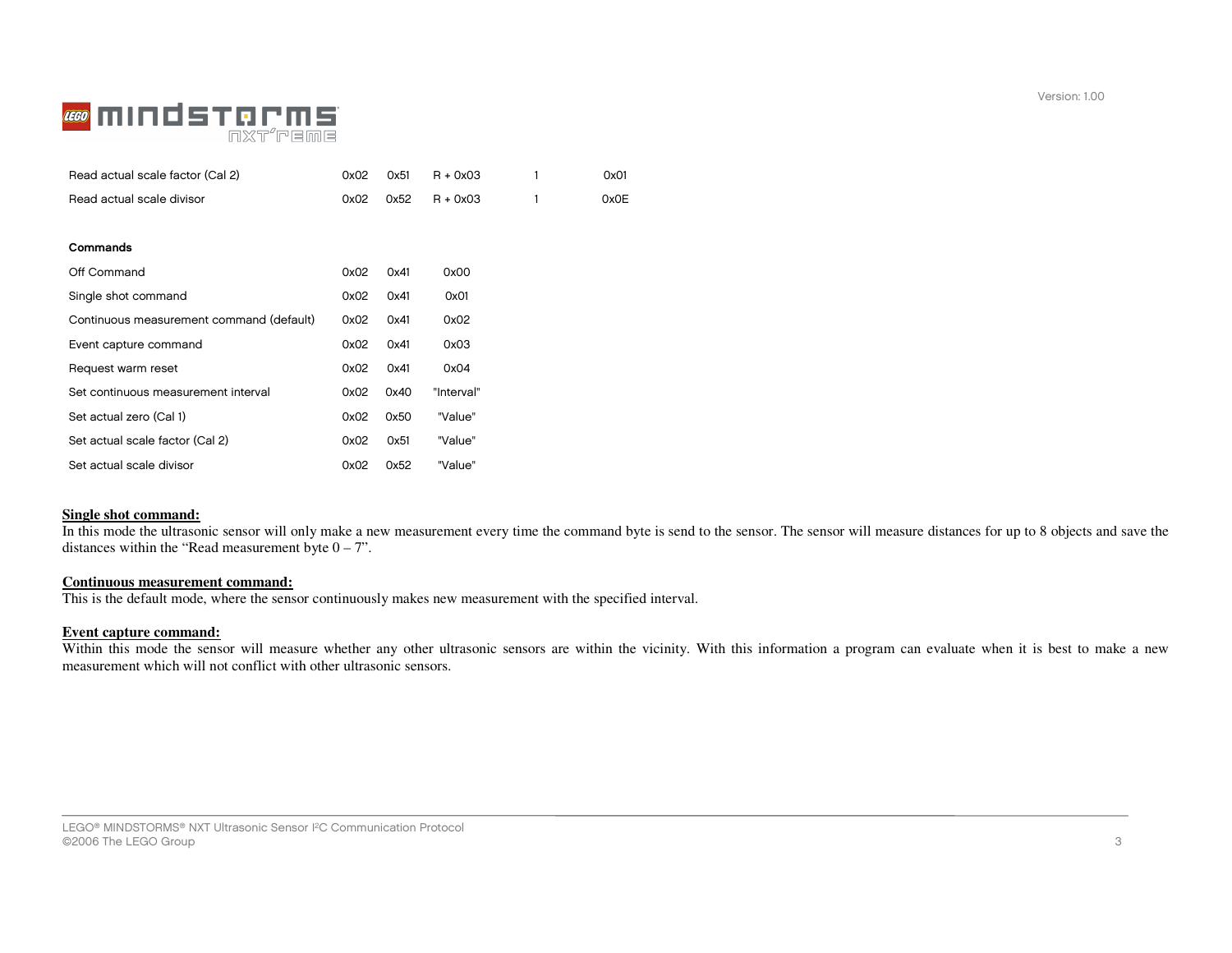| | | | | | |
|---|---|---|---|---|---|
| Read actual scale factor (Cal 2) | 0x02 | 0x51 | R + 0x03 | 1 | 0x01 |
| Read actual scale divisor | 0x02 | 0x52 | R + 0x03 | 1 | 0x0E |

**Commands**

| | | | |
|---|---|---|---|
| Off Command | 0x02 | 0x41 | 0x00 |
| Single shot command | 0x02 | 0x41 | 0x01 |
| Continuous measurement command (default) | 0x02 | 0x41 | 0x02 |
| Event capture command | 0x02 | 0x41 | 0x03 |
| Request warm reset | 0x02 | 0x41 | 0x04 |
| Set continuous measurement interval | 0x02 | 0x40 | "Interval" |
| Set actual zero (Cal 1) | 0x02 | 0x50 | "Value" |
| Set actual scale factor (Cal 2) | 0x02 | 0x51 | "Value" |
| Set actual scale divisor | 0x02 | 0x52 | "Value" |

**Single shot command:**
In this mode the ultrasonic sensor will only make a new measurement every time the command byte is send to the sensor. The sensor will measure distances for up to 8 objects and save the distances within the "Read measurement byte 0 – 7".

**Continuous measurement command:**
This is the default mode, where the sensor continuously makes new measurement with the specified interval.

**Event capture command:**
Within this mode the sensor will measure whether any other ultrasonic sensors are within the vicinity. With this information a program can evaluate when it is best to make a new measurement which will not conflict with other ultrasonic sensors.